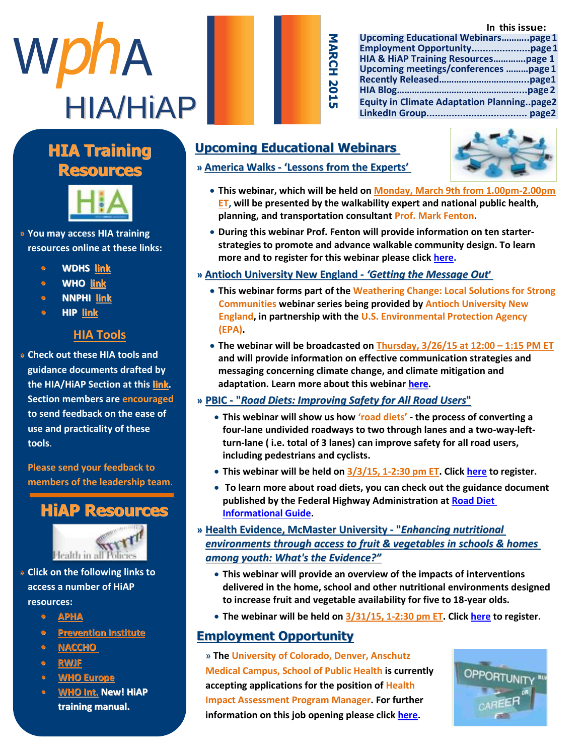# WphA HIA/HiAP

**MARCH 2015**

**In this issue:**

| | |
|---|---|
| Upcoming Educational Webinars | page 1 |
| Employment Opportunity | page 1 |
| HIA & HiAP Training Resources | page 1 |
| Upcoming meetings/conferences | page 1 |
| Recently Released | page 1 |
| HIA Blog | page 2 |
| Equity in Climate Adaptation Planning | page 2 |
| LinkedIn Group | page 2 |

## HIA Training Resources

» You may access HIA training resources online at these links:

- WDHS link
- WHO link
- NNPHI link
- HIP link

### HIA Tools

» Check out these HIA tools and guidance documents drafted by the HIA/HiAP Section at this link. Section members are encouraged to send feedback on the ease of use and practicality of these tools.

Please send your feedback to members of the leadership team.

## HiAP Resources

» Click on the following links to access a number of HiAP resources:

- APHA
- Prevention Institute
- NACCHO
- RWJF
- WHO Europe
- WHO Int. New! HiAP training manual.

## Upcoming Educational Webinars

### » America Walks - 'Lessons from the Experts'

- This webinar, which will be held on Monday, March 9th from 1.00pm-2.00pm ET, will be presented by the walkability expert and national public health, planning, and transportation consultant Prof. Mark Fenton.
- During this webinar Prof. Fenton will provide information on ten starter-strategies to promote and advance walkable community design. To learn more and to register for this webinar please click here.

### » Antioch University New England - *'Getting the Message Out'*

- This webinar forms part of the Weathering Change: Local Solutions for Strong Communities webinar series being provided by Antioch University New England, in partnership with the U.S. Environmental Protection Agency (EPA).
- The webinar will be broadcasted on Thursday, 3/26/15 at 12:00 – 1:15 PM ET and will provide information on effective communication strategies and messaging concerning climate change, and climate mitigation and adaptation. Learn more about this webinar here.

### » PBIC - "*Road Diets: Improving Safety for All Road Users*"

- This webinar will show us how 'road diets' - the process of converting a four-lane undivided roadways to two through lanes and a two-way-left-turn-lane ( i.e. total of 3 lanes) can improve safety for all road users, including pedestrians and cyclists.
- This webinar will be held on 3/3/15, 1-2:30 pm ET. Click here to register.
- To learn more about road diets, you can check out the guidance document published by the Federal Highway Administration at Road Diet Informational Guide.

### » Health Evidence, McMaster University - "*Enhancing nutritional environments through access to fruit & vegetables in schools & homes among youth: What's the Evidence?*"

- This webinar will provide an overview of the impacts of interventions delivered in the home, school and other nutritional environments designed to increase fruit and vegetable availability for five to 18-year olds.
- The webinar will be held on 3/31/15, 1-2:30 pm ET. Click here to register.

## Employment Opportunity

» The University of Colorado, Denver, Anschutz Medical Campus, School of Public Health is currently accepting applications for the position of Health Impact Assessment Program Manager. For further information on this job opening please click here.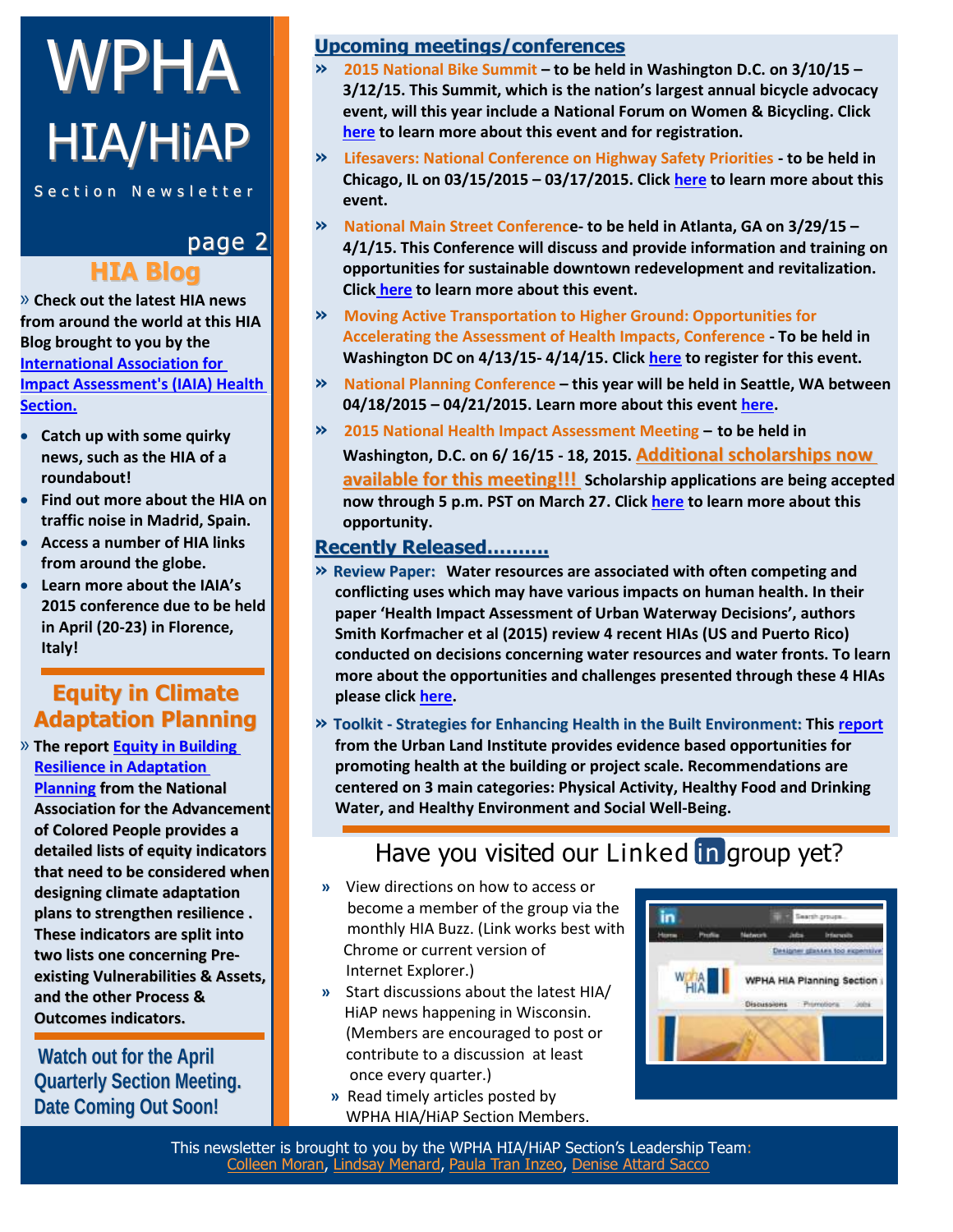# WPHA HIA/HiAP

Section Newsletter

## HIA Blog

» Check out the latest HIA news from around the world at this HIA Blog brought to you by the International Association for Impact Assessment's (IAIA) Health Section.

- Catch up with some quirky news, such as the HIA of a roundabout!
- Find out more about the HIA on traffic noise in Madrid, Spain.
- Access a number of HIA links from around the globe.
- Learn more about the IAIA's 2015 conference due to be held in April (20-23) in Florence, Italy!

## Equity in Climate Adaptation Planning

» The report Equity in Building Resilience in Adaptation Planning from the National Association for the Advancement of Colored People provides a detailed lists of equity indicators that need to be considered when designing climate adaptation plans to strengthen resilience . These indicators are split into two lists one concerning Pre-existing Vulnerabilities & Assets, and the other Process & Outcomes indicators.

**Watch out for the April Quarterly Section Meeting. Date Coming Out Soon!**

## Upcoming meetings/conferences

» **2015 National Bike Summit** – to be held in Washington D.C. on 3/10/15 – 3/12/15. This Summit, which is the nation's largest annual bicycle advocacy event, will this year include a National Forum on Women & Bicycling. Click here to learn more about this event and for registration.

» **Lifesavers: National Conference on Highway Safety Priorities** - to be held in Chicago, IL on 03/15/2015 – 03/17/2015. Click here to learn more about this event.

» **National Main Street Conference**- to be held in Atlanta, GA on 3/29/15 – 4/1/15. This Conference will discuss and provide information and training on opportunities for sustainable downtown redevelopment and revitalization. Click here to learn more about this event.

» **Moving Active Transportation to Higher Ground: Opportunities for Accelerating the Assessment of Health Impacts, Conference** - To be held in Washington DC on 4/13/15- 4/14/15. Click here to register for this event.

» **National Planning Conference** – this year will be held in Seattle, WA between 04/18/2015 – 04/21/2015. Learn more about this event here.

» **2015 National Health Impact Assessment Meeting** – to be held in Washington, D.C. on 6/ 16/15 - 18, 2015. **Additional scholarships now available for this meeting!!!** Scholarship applications are being accepted now through 5 p.m. PST on March 27. Click here to learn more about this opportunity.

## Recently Released..........

» **Review Paper:** Water resources are associated with often competing and conflicting uses which may have various impacts on human health. In their paper 'Health Impact Assessment of Urban Waterway Decisions', authors Smith Korfmacher et al (2015) review 4 recent HIAs (US and Puerto Rico) conducted on decisions concerning water resources and water fronts. To learn more about the opportunities and challenges presented through these 4 HIAs please click here.

» **Toolkit - Strategies for Enhancing Health in the Built Environment:** This report from the Urban Land Institute provides evidence based opportunities for promoting health at the building or project scale. Recommendations are centered on 3 main categories: Physical Activity, Healthy Food and Drinking Water, and Healthy Environment and Social Well-Being.

## Have you visited our LinkedIn group yet?

» View directions on how to access or become a member of the group via the monthly HIA Buzz. (Link works best with Chrome or current version of Internet Explorer.)

» Start discussions about the latest HIA/ HiAP news happening in Wisconsin. (Members are encouraged to post or contribute to a discussion at least once every quarter.)

» Read timely articles posted by WPHA HIA/HiAP Section Members.

This newsletter is brought to you by the WPHA HIA/HiAP Section's Leadership Team: Colleen Moran, Lindsay Menard, Paula Tran Inzeo, Denise Attard Sacco